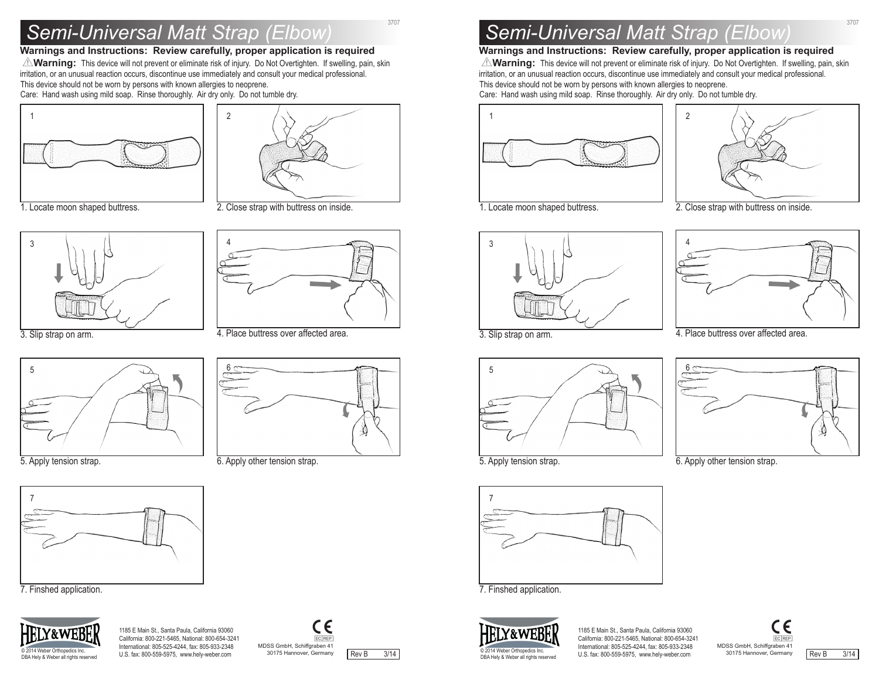# Semi-Universal Matt Strap (Elbow)

3707

## Warnings and Instructions: Review carefully, proper application is required

⚠**Warning:** This device will not prevent or eliminate risk of injury. Do Not Overtighten. If swelling, pain, skin irritation, or an unusual reaction occurs, discontinue use immediately and consult your medical professional.
This device should not be worn by persons with known allergies to neoprene.
Care: Hand wash using mild soap. Rinse thoroughly. Air dry only. Do not tumble dry.

1. Locate moon shaped buttress.

2. Close strap with buttress on inside.

3. Slip strap on arm.

4. Place buttress over affected area.

5. Apply tension strap.

6. Apply other tension strap.

7. Finshed application.

HELY&WEBER
© 2014 Weber Orthopedics Inc.
DBA Hely & Weber all rights reserved

1185 E Main St., Santa Paula, California 93060
California: 800-221-5465, National: 800-654-3241
International: 805-525-4244, fax: 805-933-2348
U.S. fax: 800-559-5975, www.hely-weber.com

CE
EC REP
MDSS GmbH, Schiffgraben 41
30175 Hannover, Germany

Rev B 3/14

# Semi-Universal Matt Strap (Elbow)

3707

## Warnings and Instructions: Review carefully, proper application is required

⚠**Warning:** This device will not prevent or eliminate risk of injury. Do Not Overtighten. If swelling, pain, skin irritation, or an unusual reaction occurs, discontinue use immediately and consult your medical professional.
This device should not be worn by persons with known allergies to neoprene.
Care: Hand wash using mild soap. Rinse thoroughly. Air dry only. Do not tumble dry.

1. Locate moon shaped buttress.

2. Close strap with buttress on inside.

3. Slip strap on arm.

4. Place buttress over affected area.

5. Apply tension strap.

6. Apply other tension strap.

7. Finshed application.

HELY&WEBER
© 2014 Weber Orthopedics Inc.
DBA Hely & Weber all rights reserved

1185 E Main St., Santa Paula, California 93060
California: 800-221-5465, National: 800-654-3241
International: 805-525-4244, fax: 805-933-2348
U.S. fax: 800-559-5975, www.hely-weber.com

CE
EC REP
MDSS GmbH, Schiffgraben 41
30175 Hannover, Germany

Rev B 3/14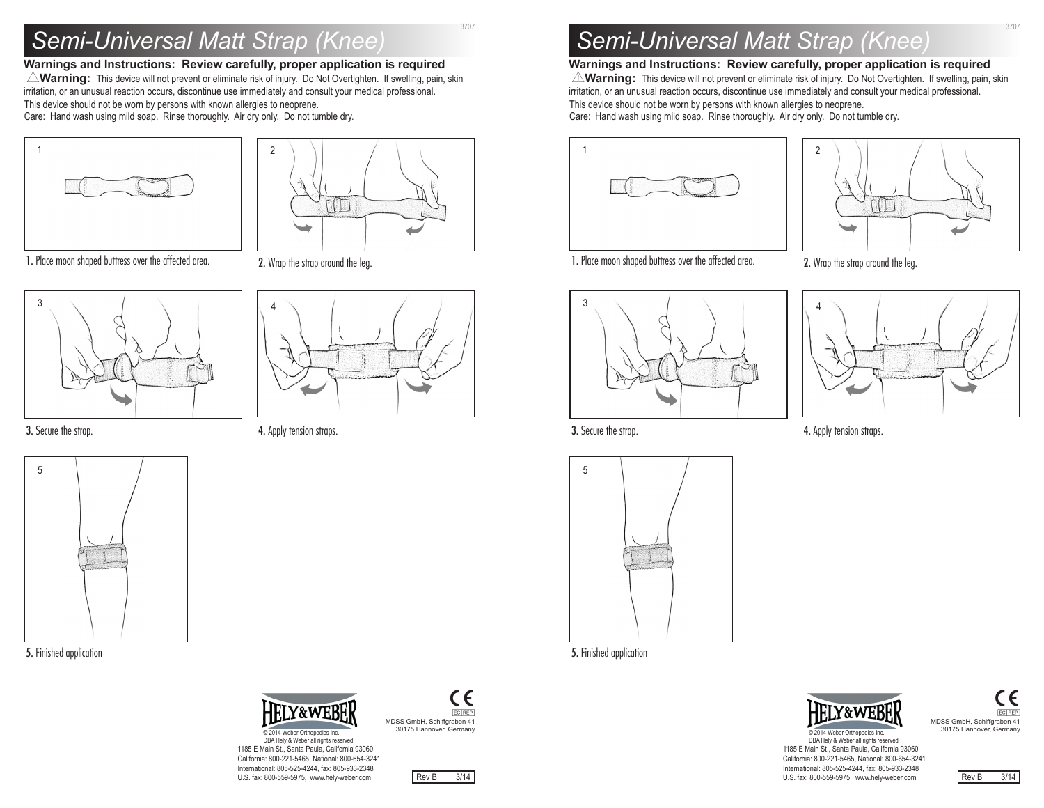# Semi-Universal Matt Strap (Knee)

3707

## Warnings and Instructions: Review carefully, proper application is required

⚠**Warning:** This device will not prevent or eliminate risk of injury. Do Not Overtighten. If swelling, pain, skin irritation, or an unusual reaction occurs, discontinue use immediately and consult your medical professional.

This device should not be worn by persons with known allergies to neoprene.

Care: Hand wash using mild soap. Rinse thoroughly. Air dry only. Do not tumble dry.

1. Place moon shaped buttress over the affected area.

2. Wrap the strap around the leg.

3. Secure the strap.

4. Apply tension straps.

5. Finished application

HELY&WEBER

© 2014 Weber Orthopedics Inc.
DBA Hely & Weber all rights reserved
1185 E Main St., Santa Paula, California 93060
California: 800-221-5465, National: 800-654-3241
International: 805-525-4244, fax: 805-933-2348
U.S. fax: 800-559-5975, www.hely-weber.com

CE
EC REP
MDSS GmbH, Schiffgraben 41
30175 Hannover, Germany

Rev B 3/14

# Semi-Universal Matt Strap (Knee)

3707

## Warnings and Instructions: Review carefully, proper application is required

⚠**Warning:** This device will not prevent or eliminate risk of injury. Do Not Overtighten. If swelling, pain, skin irritation, or an unusual reaction occurs, discontinue use immediately and consult your medical professional.

This device should not be worn by persons with known allergies to neoprene.

Care: Hand wash using mild soap. Rinse thoroughly. Air dry only. Do not tumble dry.

1. Place moon shaped buttress over the affected area.

2. Wrap the strap around the leg.

3. Secure the strap.

4. Apply tension straps.

5. Finished application

HELY&WEBER

© 2014 Weber Orthopedics Inc.
DBA Hely & Weber all rights reserved
1185 E Main St., Santa Paula, California 93060
California: 800-221-5465, National: 800-654-3241
International: 805-525-4244, fax: 805-933-2348
U.S. fax: 800-559-5975, www.hely-weber.com

CE
EC REP
MDSS GmbH, Schiffgraben 41
30175 Hannover, Germany

Rev B 3/14